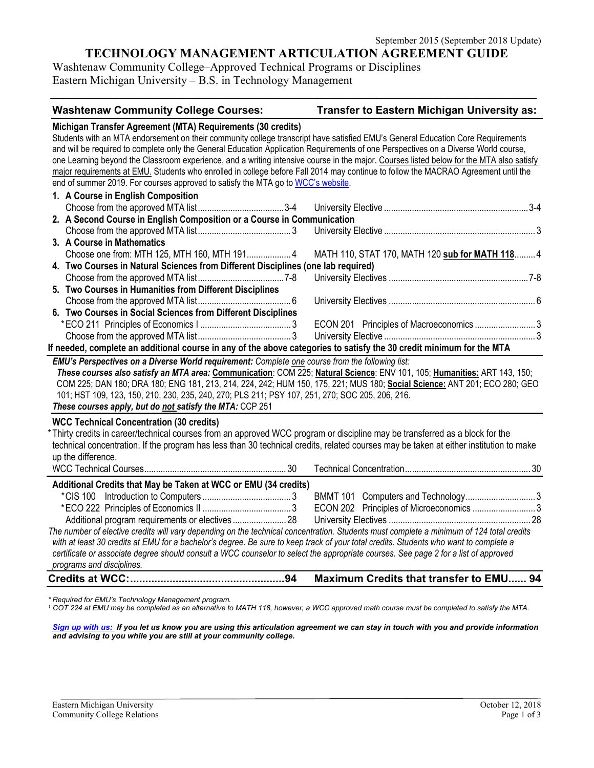September 2015 (September 2018 Update)

# TECHNOLOGY MANAGEMENT ARTICULATION AGREEMENT GUIDE

Washtenaw Community College–Approved Technical Programs or Disciplines
Eastern Michigan University – B.S. in Technology Management

| Washtenaw Community College Courses: | | Transfer to Eastern Michigan University as: | |
|---|---|---|---|
| **Michigan Transfer Agreement (MTA) Requirements (30 credits)** | | | |
| **1. A Course in English Composition** | | | |
| Choose from the approved MTA list | 3-4 | University Elective | 3-4 |
| **2. A Second Course in English Composition or a Course in Communication** | | | |
| Choose from the approved MTA list | 3 | University Elective | 3 |
| **3. A Course in Mathematics** | | | |
| Choose one from: MTH 125, MTH 160, MTH 191 | 4 | MATH 110, STAT 170, MATH 120 **sub for MATH 118** | 4 |
| **4. Two Courses in Natural Sciences from Different Disciplines (one lab required)** | | | |
| Choose from the approved MTA list | 7-8 | University Electives | 7-8 |
| **5. Two Courses in Humanities from Different Disciplines** | | | |
| Choose from the approved MTA list | 6 | University Electives | 6 |
| **6. Two Courses in Social Sciences from Different Disciplines** | | | |
| *ECO 211 Principles of Economics I | 3 | ECON 201 Principles of Macroeconomics | 3 |
| Choose from the approved MTA list | 3 | University Elective | 3 |
| **If needed, complete an additional course in any of the above categories to satisfy the 30 credit minimum for the MTA** | | | |
| **WCC Technical Concentration (30 credits)** | | | |
| WCC Technical Courses | 30 | Technical Concentration | 30 |
| **Additional Credits that May be Taken at WCC or EMU (34 credits)** | | | |
| *CIS 100 Introduction to Computers | 3 | BMMT 101 Computers and Technology | 3 |
| *ECO 222 Principles of Economics II | 3 | ECON 202 Principles of Microeconomics | 3 |
| Additional program requirements or electives | 28 | University Electives | 28 |
| **Credits at WCC:** | **94** | **Maximum Credits that transfer to EMU** | **94** |

Students with an MTA endorsement on their community college transcript have satisfied EMU's General Education Core Requirements and will be required to complete only the General Education Application Requirements of one Perspectives on a Diverse World course, one Learning beyond the Classroom experience, and a writing intensive course in the major. Courses listed below for the MTA also satisfy major requirements at EMU. Students who enrolled in college before Fall 2014 may continue to follow the MACRAO Agreement until the end of summer 2019. For courses approved to satisfy the MTA go to [WCC's website](WCC's website).

***EMU's Perspectives on a Diverse World requirement:*** *Complete one course from the following list:*
***These courses also satisfy an MTA area:*** **Communication**: COM 225; **Natural Science**: ENV 101, 105; **Humanities:** ART 143, 150; COM 225; DAN 180; DRA 180; ENG 181, 213, 214, 224, 242; HUM 150, 175, 221; MUS 180; **Social Science:** ANT 201; ECO 280; GEO 101; HST 109, 123, 150, 210, 230, 235, 240, 270; PLS 211; PSY 107, 251, 270; SOC 205, 206, 216.
***These courses apply, but do not satisfy the MTA:*** CCP 251

*Thirty credits in career/technical courses from an approved WCC program or discipline may be transferred as a block for the technical concentration. If the program has less than 30 technical credits, related courses may be taken at either institution to make up the difference.

*The number of elective credits will vary depending on the technical concentration. Students must complete a minimum of 124 total credits with at least 30 credits at EMU for a bachelor's degree. Be sure to keep track of your total credits. Students who want to complete a certificate or associate degree should consult a WCC counselor to select the appropriate courses. See page 2 for a list of approved programs and disciplines.*

*\* Required for EMU's Technology Management program.*
*[1] COT 224 at EMU may be completed as an alternative to MATH 118, however, a WCC approved math course must be completed to satisfy the MTA.*

***Sign up with us:** If you let us know you are using this articulation agreement we can stay in touch with you and provide information and advising to you while you are still at your community college.*

Eastern Michigan University
Community College Relations

October 12, 2018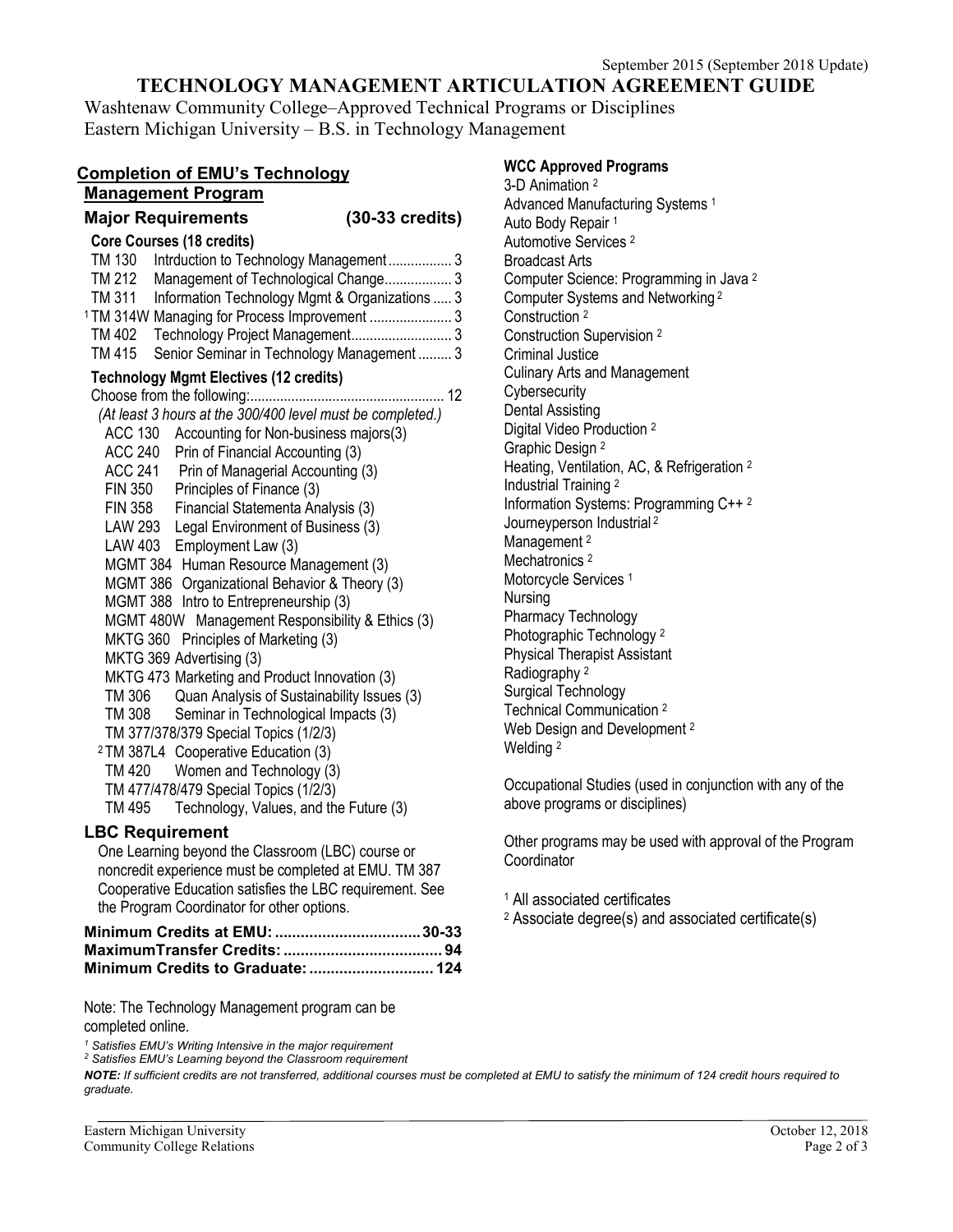September 2015 (September 2018 Update)

# TECHNOLOGY MANAGEMENT ARTICULATION AGREEMENT GUIDE

Washtenaw Community College–Approved Technical Programs or Disciplines
Eastern Michigan University – B.S. in Technology Management

## Completion of EMU's Technology Management Program

### Major Requirements (30-33 credits)

**Core Courses (18 credits)**

| | | |
|---|---|---|
| TM 130 | Intrduction to Technology Management | 3 |
| TM 212 | Management of Technological Change | 3 |
| TM 311 | Information Technology Mgmt & Organizations | 3 |
| [1] TM 314W | Managing for Process Improvement | 3 |
| TM 402 | Technology Project Management | 3 |
| TM 415 | Senior Seminar in Technology Management | 3 |

**Technology Mgmt Electives (12 credits)**

Choose from the following: 12

*(At least 3 hours at the 300/400 level must be completed.)*

- ACC 130 Accounting for Non-business majors(3)
- ACC 240 Prin of Financial Accounting (3)
- ACC 241 Prin of Managerial Accounting (3)
- FIN 350 Principles of Finance (3)
- FIN 358 Financial Statementa Analysis (3)
- LAW 293 Legal Environment of Business (3)
- LAW 403 Employment Law (3)
- MGMT 384 Human Resource Management (3)
- MGMT 386 Organizational Behavior & Theory (3)
- MGMT 388 Intro to Entrepreneurship (3)
- MGMT 480W Management Responsibility & Ethics (3)
- MKTG 360 Principles of Marketing (3)
- MKTG 369 Advertising (3)
- MKTG 473 Marketing and Product Innovation (3)
- TM 306 Quan Analysis of Sustainability Issues (3)
- TM 308 Seminar in Technological Impacts (3)
- TM 377/378/379 Special Topics (1/2/3)
- [2] TM 387L4 Cooperative Education (3)
- TM 420 Women and Technology (3)
- TM 477/478/479 Special Topics (1/2/3)
- TM 495 Technology, Values, and the Future (3)

### LBC Requirement

One Learning beyond the Classroom (LBC) course or noncredit experience must be completed at EMU. TM 387 Cooperative Education satisfies the LBC requirement. See the Program Coordinator for other options.

**Minimum Credits at EMU: 30-33**
**MaximumTransfer Credits: 94**
**Minimum Credits to Graduate: 124**

Note: The Technology Management program can be completed online.

*[1] Satisfies EMU's Writing Intensive in the major requirement*
*[2] Satisfies EMU's Learning beyond the Classroom requirement*

### WCC Approved Programs

- 3-D Animation [2]
- Advanced Manufacturing Systems [1]
- Auto Body Repair [1]
- Automotive Services [2]
- Broadcast Arts
- Computer Science: Programming in Java [2]
- Computer Systems and Networking [2]
- Construction [2]
- Construction Supervision [2]
- Criminal Justice
- Culinary Arts and Management
- Cybersecurity
- Dental Assisting
- Digital Video Production [2]
- Graphic Design [2]
- Heating, Ventilation, AC, & Refrigeration [2]
- Industrial Training [2]
- Information Systems: Programming C++ [2]
- Journeyperson Industrial [2]
- Management [2]
- Mechatronics [2]
- Motorcycle Services [1]
- Nursing
- Pharmacy Technology
- Photographic Technology [2]
- Physical Therapist Assistant
- Radiography [2]
- Surgical Technology
- Technical Communication [2]
- Web Design and Development [2]
- Welding [2]

Occupational Studies (used in conjunction with any of the above programs or disciplines)

Other programs may be used with approval of the Program Coordinator

[1] All associated certificates
[2] Associate degree(s) and associated certificate(s)

***NOTE:** If sufficient credits are not transferred, additional courses must be completed at EMU to satisfy the minimum of 124 credit hours required to graduate.*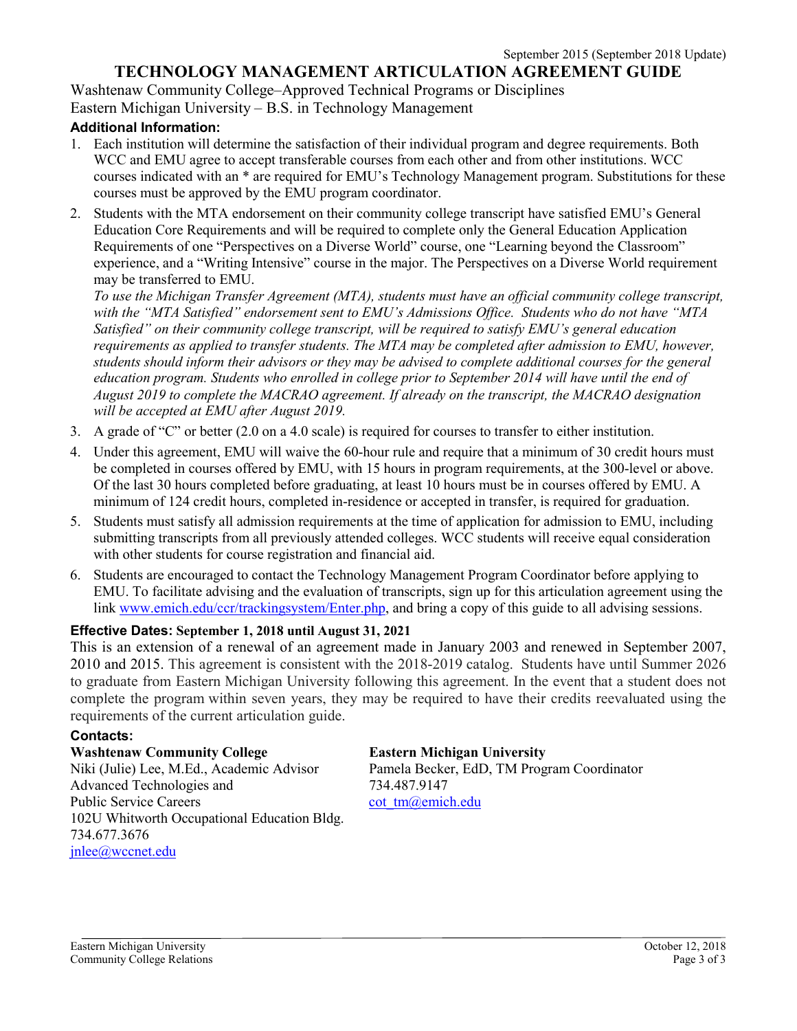September 2015 (September 2018 Update)

# TECHNOLOGY MANAGEMENT ARTICULATION AGREEMENT GUIDE

Washtenaw Community College–Approved Technical Programs or Disciplines
Eastern Michigan University – B.S. in Technology Management

### Additional Information:

1. Each institution will determine the satisfaction of their individual program and degree requirements. Both WCC and EMU agree to accept transferable courses from each other and from other institutions. WCC courses indicated with an * are required for EMU's Technology Management program. Substitutions for these courses must be approved by the EMU program coordinator.
2. Students with the MTA endorsement on their community college transcript have satisfied EMU's General Education Core Requirements and will be required to complete only the General Education Application Requirements of one "Perspectives on a Diverse World" course, one "Learning beyond the Classroom" experience, and a "Writing Intensive" course in the major. The Perspectives on a Diverse World requirement may be transferred to EMU.
   *To use the Michigan Transfer Agreement (MTA), students must have an official community college transcript, with the "MTA Satisfied" endorsement sent to EMU's Admissions Office. Students who do not have "MTA Satisfied" on their community college transcript, will be required to satisfy EMU's general education requirements as applied to transfer students. The MTA may be completed after admission to EMU, however, students should inform their advisors or they may be advised to complete additional courses for the general education program. Students who enrolled in college prior to September 2014 will have until the end of August 2019 to complete the MACRAO agreement. If already on the transcript, the MACRAO designation will be accepted at EMU after August 2019.*
3. A grade of "C" or better (2.0 on a 4.0 scale) is required for courses to transfer to either institution.
4. Under this agreement, EMU will waive the 60-hour rule and require that a minimum of 30 credit hours must be completed in courses offered by EMU, with 15 hours in program requirements, at the 300-level or above. Of the last 30 hours completed before graduating, at least 10 hours must be in courses offered by EMU. A minimum of 124 credit hours, completed in-residence or accepted in transfer, is required for graduation.
5. Students must satisfy all admission requirements at the time of application for admission to EMU, including submitting transcripts from all previously attended colleges. WCC students will receive equal consideration with other students for course registration and financial aid.
6. Students are encouraged to contact the Technology Management Program Coordinator before applying to EMU. To facilitate advising and the evaluation of transcripts, sign up for this articulation agreement using the link [www.emich.edu/ccr/trackingsystem/Enter.php](www.emich.edu/ccr/trackingsystem/Enter.php), and bring a copy of this guide to all advising sessions.

### Effective Dates: September 1, 2018 until August 31, 2021

This is an extension of a renewal of an agreement made in January 2003 and renewed in September 2007, 2010 and 2015. This agreement is consistent with the 2018-2019 catalog. Students have until Summer 2026 to graduate from Eastern Michigan University following this agreement. In the event that a student does not complete the program within seven years, they may be required to have their credits reevaluated using the requirements of the current articulation guide.

### Contacts:

**Washtenaw Community College**
Niki (Julie) Lee, M.Ed., Academic Advisor
Advanced Technologies and
Public Service Careers
102U Whitworth Occupational Education Bldg.
734.677.3676
[jnlee@wccnet.edu](mailto:jnlee@wccnet.edu)

**Eastern Michigan University**
Pamela Becker, EdD, TM Program Coordinator
734.487.9147
[cot_tm@emich.edu](mailto:cot_tm@emich.edu)

Eastern Michigan University
Community College Relations

October 12, 2018